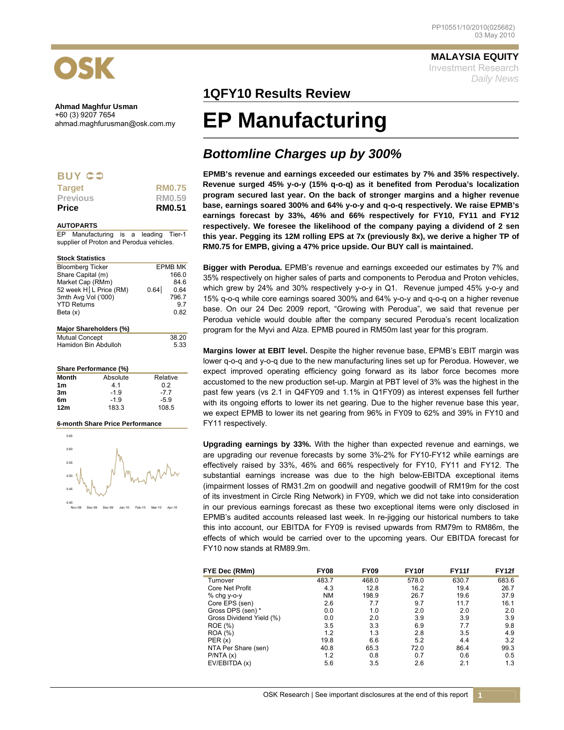MALAYSIA EQUITY
Investment Research
*Daily News*

**Ahmad Maghfur Usman**
+60 (3) 9207 7654
ahmad.maghfurusman@osk.com.my

## 1QFY10 Results Review

# EP Manufacturing

## *Bottomline Charges up by 300%*

**BUY**

| | |
|---|---|
| **Target** | **RM0.75** |
| Previous | RM0.59 |
| **Price** | **RM0.51** |

**AUTOPARTS**

EP Manufacturing is a leading Tier-1 supplier of Proton and Perodua vehicles.

**Stock Statistics**

| | |
|---|---|
| Bloomberg Ticker | EPMB MK |
| Share Capital (m) | 166.0 |
| Market Cap (RMm) | 84.6 |
| 52 week H│L Price (RM) | 0.64│ 0.64 |
| 3mth Avg Vol ('000) | 796.7 |
| YTD Returns | 9.7 |
| Beta (x) | 0.82 |

**Major Shareholders (%)**

| | |
|---|---|
| Mutual Concept | 38.20 |
| Hamidon Bin Abdulloh | 5.33 |

**Share Performance (%)**

| Month | Absolute | Relative |
|---|---|---|
| 1m | 4.1 | 0.2 |
| 3m | -1.9 | -7.7 |
| 6m | -1.9 | -5.9 |
| 12m | 183.3 | 108.5 |

**6-month Share Price Performance**

**EPMB's revenue and earnings exceeded our estimates by 7% and 35% respectively. Revenue surged 45% y-o-y (15% q-o-q) as it benefited from Perodua's localization program secured last year. On the back of stronger margins and a higher revenue base, earnings soared 300% and 64% y-o-y and q-o-q respectively. We raise EPMB's earnings forecast by 33%, 46% and 66% respectively for FY10, FY11 and FY12 respectively. We foresee the likelihood of the company paying a dividend of 2 sen this year. Pegging its 12M rolling EPS at 7x (previously 8x), we derive a higher TP of RM0.75 for EMPB, giving a 47% price upside. Our BUY call is maintained.**

**Bigger with Perodua.** EPMB's revenue and earnings exceeded our estimates by 7% and 35% respectively on higher sales of parts and components to Perodua and Proton vehicles, which grew by 24% and 30% respectively y-o-y in Q1. Revenue jumped 45% y-o-y and 15% q-o-q while core earnings soared 300% and 64% y-o-y and q-o-q on a higher revenue base. On our 24 Dec 2009 report, "Growing with Perodua", we said that revenue per Perodua vehicle would double after the company secured Perodua's recent localization program for the Myvi and Alza. EPMB poured in RM50m last year for this program.

**Margins lower at EBIT level.** Despite the higher revenue base, EPMB's EBIT margin was lower q-o-q and y-o-q due to the new manufacturing lines set up for Perodua. However, we expect improved operating efficiency going forward as its labor force becomes more accustomed to the new production set-up. Margin at PBT level of 3% was the highest in the past few years (vs 2.1 in Q4FY09 and 1.1% in Q1FY09) as interest expenses fell further with its ongoing efforts to lower its net gearing. Due to the higher revenue base this year, we expect EPMB to lower its net gearing from 96% in FY09 to 62% and 39% in FY10 and FY11 respectively.

**Upgrading earnings by 33%.** With the higher than expected revenue and earnings, we are upgrading our revenue forecasts by some 3%-2% for FY10-FY12 while earnings are effectively raised by 33%, 46% and 66% respectively for FY10, FY11 and FY12. The substantial earnings increase was due to the high below-EBITDA exceptional items (impairment losses of RM31.2m on goodwill and negative goodwill of RM19m for the cost of its investment in Circle Ring Network) in FY09, which we did not take into consideration in our previous earnings forecast as these two exceptional items were only disclosed in EPMB's audited accounts released last week. In re-jigging our historical numbers to take this into account, our EBITDA for FY09 is revised upwards from RM79m to RM86m, the effects of which would be carried over to the upcoming years. Our EBITDA forecast for FY10 now stands at RM89.9m.

| FYE Dec (RMm) | FY08 | FY09 | FY10f | FY11f | FY12f |
|---|---|---|---|---|---|
| Turnover | 483.7 | 468.0 | 578.0 | 630.7 | 683.6 |
| Core Net Profit | 4.3 | 12.8 | 16.2 | 19.4 | 26.7 |
| % chg y-o-y | NM | 198.9 | 26.7 | 19.6 | 37.9 |
| Core EPS (sen) | 2.6 | 7.7 | 9.7 | 11.7 | 16.1 |
| Gross DPS (sen) * | 0.0 | 1.0 | 2.0 | 2.0 | 2.0 |
| Gross Dividend Yield (%) | 0.0 | 2.0 | 3.9 | 3.9 | 3.9 |
| ROE (%) | 3.5 | 3.3 | 6.9 | 7.7 | 9.8 |
| ROA (%) | 1.2 | 1.3 | 2.8 | 3.5 | 4.9 |
| PER (x) | 19.8 | 6.6 | 5.2 | 4.4 | 3.2 |
| NTA Per Share (sen) | 40.8 | 65.3 | 72.0 | 86.4 | 99.3 |
| P/NTA (x) | 1.2 | 0.8 | 0.7 | 0.6 | 0.5 |
| EV/EBITDA (x) | 5.6 | 3.5 | 2.6 | 2.1 | 1.3 |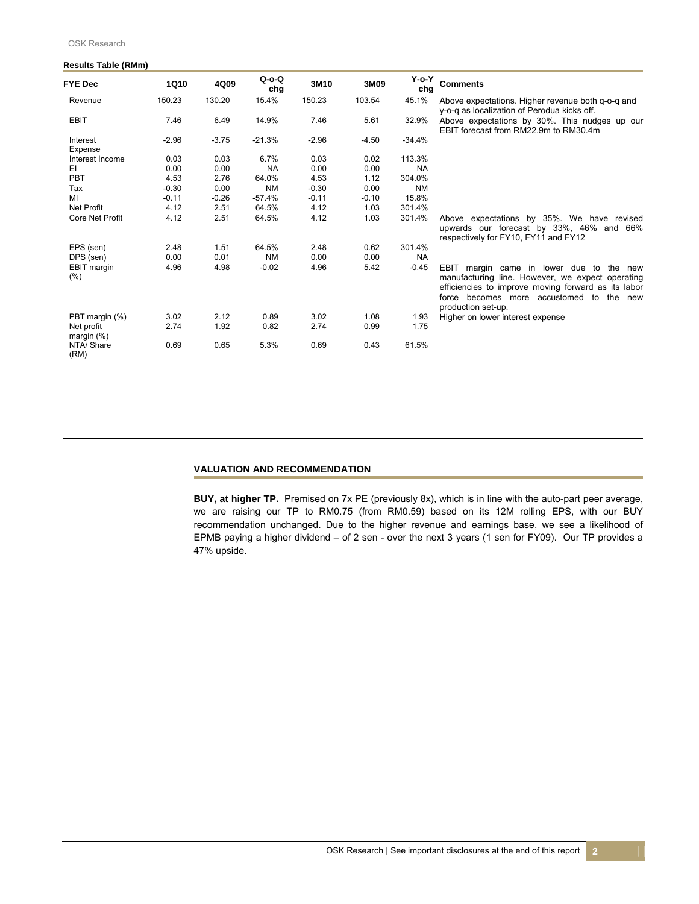**Results Table (RMm)**

| FYE Dec | 1Q10 | 4Q09 | Q-o-Q chg | 3M10 | 3M09 | Y-o-Y chg | Comments |
|---|---|---|---|---|---|---|---|
| Revenue | 150.23 | 130.20 | 15.4% | 150.23 | 103.54 | 45.1% | Above expectations. Higher revenue both q-o-q and y-o-q as localization of Perodua kicks off. |
| EBIT | 7.46 | 6.49 | 14.9% | 7.46 | 5.61 | 32.9% | Above expectations by 30%. This nudges up our EBIT forecast from RM22.9m to RM30.4m |
| Interest Expense | -2.96 | -3.75 | -21.3% | -2.96 | -4.50 | -34.4% | |
| Interest Income | 0.03 | 0.03 | 6.7% | 0.03 | 0.02 | 113.3% | |
| EI | 0.00 | 0.00 | NA | 0.00 | 0.00 | NA | |
| PBT | 4.53 | 2.76 | 64.0% | 4.53 | 1.12 | 304.0% | |
| Tax | -0.30 | 0.00 | NM | -0.30 | 0.00 | NM | |
| MI | -0.11 | -0.26 | -57.4% | -0.11 | -0.10 | 15.8% | |
| Net Profit | 4.12 | 2.51 | 64.5% | 4.12 | 1.03 | 301.4% | |
| Core Net Profit | 4.12 | 2.51 | 64.5% | 4.12 | 1.03 | 301.4% | Above expectations by 35%. We have revised upwards our forecast by 33%, 46% and 66% respectively for FY10, FY11 and FY12 |
| EPS (sen) | 2.48 | 1.51 | 64.5% | 2.48 | 0.62 | 301.4% | |
| DPS (sen) | 0.00 | 0.01 | NM | 0.00 | 0.00 | NA | |
| EBIT margin (%) | 4.96 | 4.98 | -0.02 | 4.96 | 5.42 | -0.45 | EBIT margin came in lower due to the new manufacturing line. However, we expect operating efficiencies to improve moving forward as its labor force becomes more accustomed to the new production set-up. |
| PBT margin (%) | 3.02 | 2.12 | 0.89 | 3.02 | 1.08 | 1.93 | Higher on lower interest expense |
| Net profit margin (%) | 2.74 | 1.92 | 0.82 | 2.74 | 0.99 | 1.75 | |
| NTA/ Share (RM) | 0.69 | 0.65 | 5.3% | 0.69 | 0.43 | 61.5% | |

## VALUATION AND RECOMMENDATION

**BUY, at higher TP.** Premised on 7x PE (previously 8x), which is in line with the auto-part peer average, we are raising our TP to RM0.75 (from RM0.59) based on its 12M rolling EPS, with our BUY recommendation unchanged. Due to the higher revenue and earnings base, we see a likelihood of EPMB paying a higher dividend – of 2 sen - over the next 3 years (1 sen for FY09). Our TP provides a 47% upside.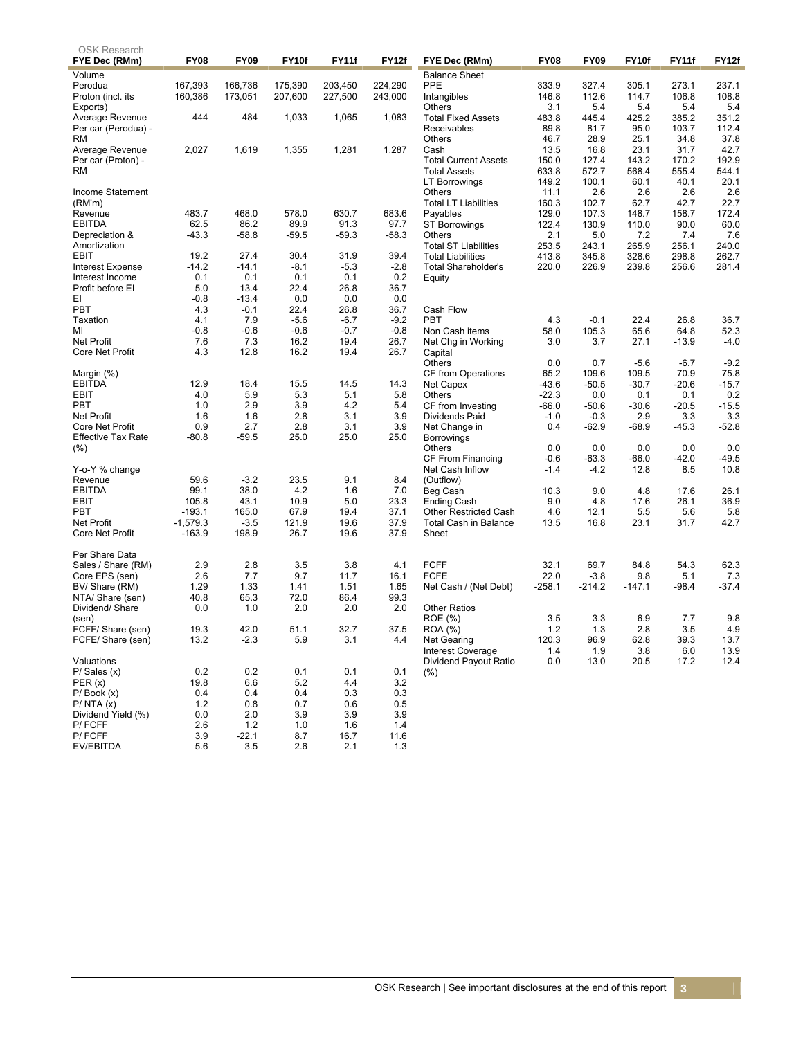OSK Research

| FYE Dec (RMm) | FY08 | FY09 | FY10f | FY11f | FY12f |
|---|---|---|---|---|---|
| Volume | | | | | |
| Perodua | 167,393 | 166,736 | 175,390 | 203,450 | 224,290 |
| Proton (incl. its Exports) | 160,386 | 173,051 | 207,600 | 227,500 | 243,000 |
| Average Revenue Per car (Perodua) - RM | 444 | 484 | 1,033 | 1,065 | 1,083 |
| Average Revenue Per car (Proton) - RM | 2,027 | 1,619 | 1,355 | 1,281 | 1,287 |
| Income Statement (RM'm) | | | | | |
| Revenue | 483.7 | 468.0 | 578.0 | 630.7 | 683.6 |
| EBITDA | 62.5 | 86.2 | 89.9 | 91.3 | 97.7 |
| Depreciation & Amortization | -43.3 | -58.8 | -59.5 | -59.3 | -58.3 |
| EBIT | 19.2 | 27.4 | 30.4 | 31.9 | 39.4 |
| Interest Expense | -14.2 | -14.1 | -8.1 | -5.3 | -2.8 |
| Interest Income | 0.1 | 0.1 | 0.1 | 0.1 | 0.2 |
| Profit before EI | 5.0 | 13.4 | 22.4 | 26.8 | 36.7 |
| EI | -0.8 | -13.4 | 0.0 | 0.0 | 0.0 |
| PBT | 4.3 | -0.1 | 22.4 | 26.8 | 36.7 |
| Taxation | 4.1 | 7.9 | -5.6 | -6.7 | -9.2 |
| MI | -0.8 | -0.6 | -0.6 | -0.7 | -0.8 |
| Net Profit | 7.6 | 7.3 | 16.2 | 19.4 | 26.7 |
| Core Net Profit | 4.3 | 12.8 | 16.2 | 19.4 | 26.7 |
| Margin (%) | | | | | |
| EBITDA | 12.9 | 18.4 | 15.5 | 14.5 | 14.3 |
| EBIT | 4.0 | 5.9 | 5.3 | 5.1 | 5.8 |
| PBT | 1.0 | 2.9 | 3.9 | 4.2 | 5.4 |
| Net Profit | 1.6 | 1.6 | 2.8 | 3.1 | 3.9 |
| Core Net Profit | 0.9 | 2.7 | 2.8 | 3.1 | 3.9 |
| Effective Tax Rate (%) | -80.8 | -59.5 | 25.0 | 25.0 | 25.0 |
| Y-o-Y % change | | | | | |
| Revenue | 59.6 | -3.2 | 23.5 | 9.1 | 8.4 |
| EBITDA | 99.1 | 38.0 | 4.2 | 1.6 | 7.0 |
| EBIT | 105.8 | 43.1 | 10.9 | 5.0 | 23.3 |
| PBT | -193.1 | 165.0 | 67.9 | 19.4 | 37.1 |
| Net Profit | -1,579.3 | -3.5 | 121.9 | 19.6 | 37.9 |
| Core Net Profit | -163.9 | 198.9 | 26.7 | 19.6 | 37.9 |
| Per Share Data | | | | | |
| Sales / Share (RM) | 2.9 | 2.8 | 3.5 | 3.8 | 4.1 |
| Core EPS (sen) | 2.6 | 7.7 | 9.7 | 11.7 | 16.1 |
| BV/ Share (RM) | 1.29 | 1.33 | 1.41 | 1.51 | 1.65 |
| NTA/ Share (sen) | 40.8 | 65.3 | 72.0 | 86.4 | 99.3 |
| Dividend/ Share (sen) | 0.0 | 1.0 | 2.0 | 2.0 | 2.0 |
| FCFF/ Share (sen) | 19.3 | 42.0 | 51.1 | 32.7 | 37.5 |
| FCFE/ Share (sen) | 13.2 | -2.3 | 5.9 | 3.1 | 4.4 |
| Valuations | | | | | |
| P/ Sales (x) | 0.2 | 0.2 | 0.1 | 0.1 | 0.1 |
| PER (x) | 19.8 | 6.6 | 5.2 | 4.4 | 3.2 |
| P/ Book (x) | 0.4 | 0.4 | 0.4 | 0.3 | 0.3 |
| P/ NTA (x) | 1.2 | 0.8 | 0.7 | 0.6 | 0.5 |
| Dividend Yield (%) | 0.0 | 2.0 | 3.9 | 3.9 | 3.9 |
| P/ FCFF | 2.6 | 1.2 | 1.0 | 1.6 | 1.4 |
| P/ FCFF | 3.9 | -22.1 | 8.7 | 16.7 | 11.6 |
| EV/EBITDA | 5.6 | 3.5 | 2.6 | 2.1 | 1.3 |

| FYE Dec (RMm) | FY08 | FY09 | FY10f | FY11f | FY12f |
|---|---|---|---|---|---|
| Balance Sheet | | | | | |
| PPE | 333.9 | 327.4 | 305.1 | 273.1 | 237.1 |
| Intangibles | 146.8 | 112.6 | 114.7 | 106.8 | 108.8 |
| Others | 3.1 | 5.4 | 5.4 | 5.4 | 5.4 |
| Total Fixed Assets | 483.8 | 445.4 | 425.2 | 385.2 | 351.2 |
| Receivables | 89.8 | 81.7 | 95.0 | 103.7 | 112.4 |
| Others | 46.7 | 28.9 | 25.1 | 34.8 | 37.8 |
| Cash | 13.5 | 16.8 | 23.1 | 31.7 | 42.7 |
| Total Current Assets | 150.0 | 127.4 | 143.2 | 170.2 | 192.9 |
| Total Assets | 633.8 | 572.7 | 568.4 | 555.4 | 544.1 |
| LT Borrowings | 149.2 | 100.1 | 60.1 | 40.1 | 20.1 |
| Others | 11.1 | 2.6 | 2.6 | 2.6 | 2.6 |
| Total LT Liabilities | 160.3 | 102.7 | 62.7 | 42.7 | 22.7 |
| Payables | 129.0 | 107.3 | 148.7 | 158.7 | 172.4 |
| ST Borrowings | 122.4 | 130.9 | 110.0 | 90.0 | 60.0 |
| Others | 2.1 | 5.0 | 7.2 | 7.4 | 7.6 |
| Total ST Liabilities | 253.5 | 243.1 | 265.9 | 256.1 | 240.0 |
| Total Liabilities | 413.8 | 345.8 | 328.6 | 298.8 | 262.7 |
| Total Shareholder's Equity | 220.0 | 226.9 | 239.8 | 256.6 | 281.4 |
| Cash Flow | | | | | |
| PBT | 4.3 | -0.1 | 22.4 | 26.8 | 36.7 |
| Non Cash items | 58.0 | 105.3 | 65.6 | 64.8 | 52.3 |
| Net Chg in Working Capital | 3.0 | 3.7 | 27.1 | -13.9 | -4.0 |
| Others | 0.0 | 0.7 | -5.6 | -6.7 | -9.2 |
| CF from Operations | 65.2 | 109.6 | 109.5 | 70.9 | 75.8 |
| Net Capex | -43.6 | -50.5 | -30.7 | -20.6 | -15.7 |
| Others | -22.3 | 0.0 | 0.1 | 0.1 | 0.2 |
| CF from Investing | -66.0 | -50.6 | -30.6 | -20.5 | -15.5 |
| Dividends Paid | -1.0 | -0.3 | 2.9 | 3.3 | 3.3 |
| Net Change in Borrowings | 0.4 | -62.9 | -68.9 | -45.3 | -52.8 |
| Others | 0.0 | 0.0 | 0.0 | 0.0 | 0.0 |
| CF From Financing | -0.6 | -63.3 | -66.0 | -42.0 | -49.5 |
| Net Cash Inflow (Outflow) | -1.4 | -4.2 | 12.8 | 8.5 | 10.8 |
| Beg Cash | 10.3 | 9.0 | 4.8 | 17.6 | 26.1 |
| Ending Cash | 9.0 | 4.8 | 17.6 | 26.1 | 36.9 |
| Other Restricted Cash | 4.6 | 12.1 | 5.5 | 5.6 | 5.8 |
| Total Cash in Balance Sheet | 13.5 | 16.8 | 23.1 | 31.7 | 42.7 |
| FCFF | 32.1 | 69.7 | 84.8 | 54.3 | 62.3 |
| FCFE | 22.0 | -3.8 | 9.8 | 5.1 | 7.3 |
| Net Cash / (Net Debt) | -258.1 | -214.2 | -147.1 | -98.4 | -37.4 |
| Other Ratios | | | | | |
| ROE (%) | 3.5 | 3.3 | 6.9 | 7.7 | 9.8 |
| ROA (%) | 1.2 | 1.3 | 2.8 | 3.5 | 4.9 |
| Net Gearing | 120.3 | 96.9 | 62.8 | 39.3 | 13.7 |
| Interest Coverage | 1.4 | 1.9 | 3.8 | 6.0 | 13.9 |
| Dividend Payout Ratio (%) | 0.0 | 13.0 | 20.5 | 17.2 | 12.4 |

OSK Research | See important disclosures at the end of this report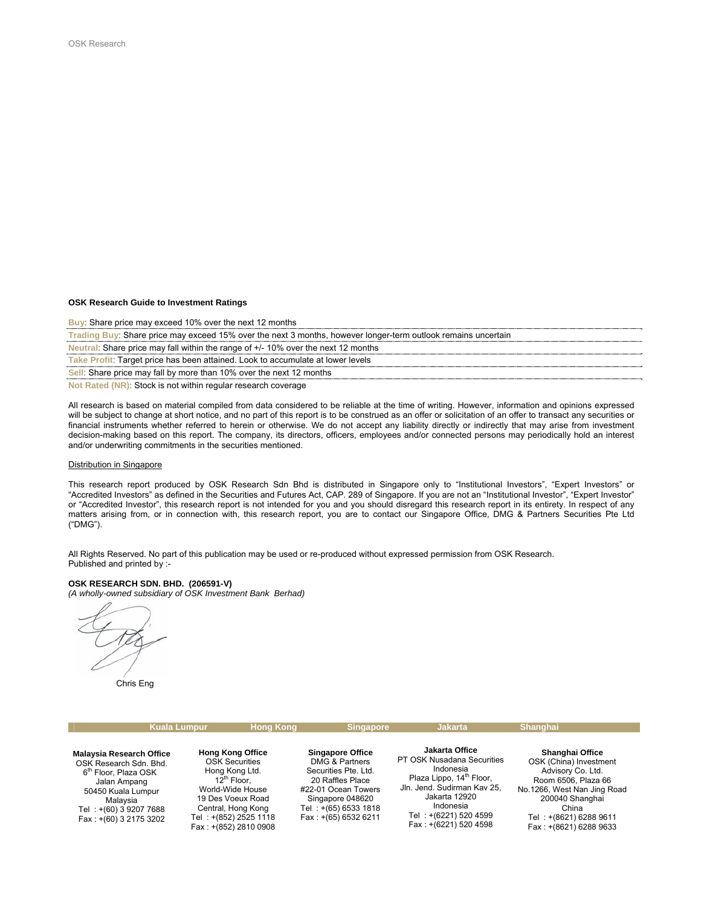**OSK Research Guide to Investment Ratings**

**Buy**: Share price may exceed 10% over the next 12 months

**Trading Buy**: Share price may exceed 15% over the next 3 months, however longer-term outlook remains uncertain

**Neutral**: Share price may fall within the range of +/- 10% over the next 12 months

**Take Profit**: Target price has been attained. Look to accumulate at lower levels

**Sell**: Share price may fall by more than 10% over the next 12 months

**Not Rated (NR)**: Stock is not within regular research coverage

All research is based on material compiled from data considered to be reliable at the time of writing. However, information and opinions expressed will be subject to change at short notice, and no part of this report is to be construed as an offer or solicitation of an offer to transact any securities or financial instruments whether referred to herein or otherwise. We do not accept any liability directly or indirectly that may arise from investment decision-making based on this report. The company, its directors, officers, employees and/or connected persons may periodically hold an interest and/or underwriting commitments in the securities mentioned.

Distribution in Singapore

This research report produced by OSK Research Sdn Bhd is distributed in Singapore only to "Institutional Investors", "Expert Investors" or "Accredited Investors" as defined in the Securities and Futures Act, CAP. 289 of Singapore. If you are not an "Institutional Investor", "Expert Investor" or "Accredited Investor", this research report is not intended for you and you should disregard this research report in its entirety. In respect of any matters arising from, or in connection with, this research report, you are to contact our Singapore Office, DMG & Partners Securities Pte Ltd ("DMG").

All Rights Reserved. No part of this publication may be used or re-produced without expressed permission from OSK Research.
Published and printed by :-

**OSK RESEARCH SDN. BHD. (206591-V)**
*(A wholly-owned subsidiary of OSK Investment Bank Berhad)*

Chris Eng

| Kuala Lumpur | Hong Kong | Singapore | Jakarta | Shanghai |
|---|---|---|---|---|
| **Malaysia Research Office**<br>OSK Research Sdn. Bhd.<br>6th Floor, Plaza OSK<br>Jalan Ampang<br>50450 Kuala Lumpur<br>Malaysia<br>Tel : +(60) 3 9207 7688<br>Fax : +(60) 3 2175 3202 | **Hong Kong Office**<br>OSK Securities<br>Hong Kong Ltd.<br>12th Floor,<br>World-Wide House<br>19 Des Voeux Road<br>Central, Hong Kong<br>Tel : +(852) 2525 1118<br>Fax : +(852) 2810 0908 | **Singapore Office**<br>DMG & Partners<br>Securities Pte. Ltd.<br>20 Raffles Place<br>#22-01 Ocean Towers<br>Singapore 048620<br>Tel : +(65) 6533 1818<br>Fax : +(65) 6532 6211 | **Jakarta Office**<br>PT OSK Nusadana Securities<br>Indonesia<br>Plaza Lippo, 14th Floor,<br>Jln. Jend. Sudirman Kav 25,<br>Jakarta 12920<br>Indonesia<br>Tel : +(6221) 520 4599<br>Fax : +(6221) 520 4598 | **Shanghai Office**<br>OSK (China) Investment<br>Advisory Co. Ltd.<br>Room 6506, Plaza 66<br>No.1266, West Nan Jing Road<br>200040 Shanghai<br>China<br>Tel : +(8621) 6288 9611<br>Fax : +(8621) 6288 9633 |